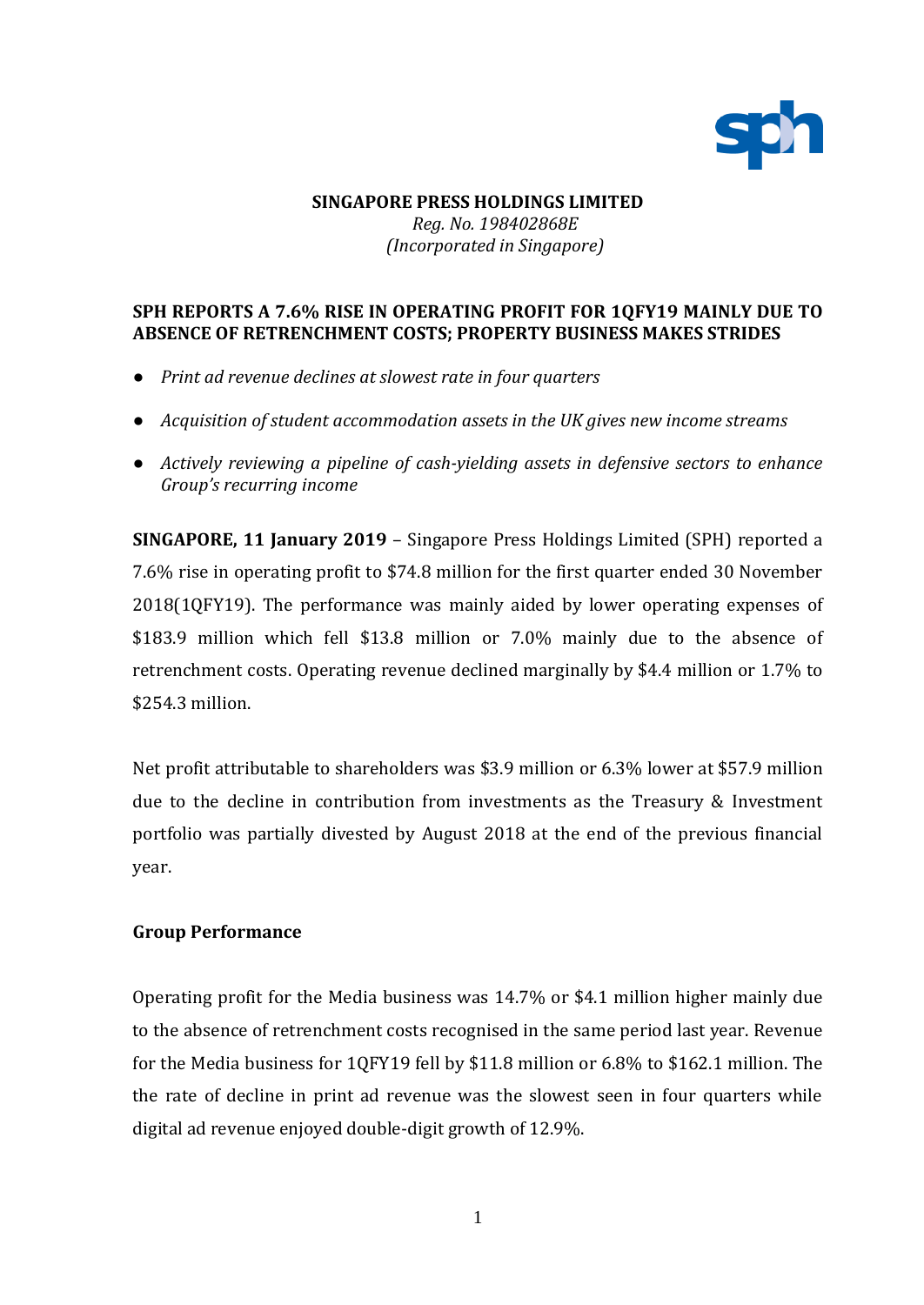**SINGAPORE PRESS HOLDINGS LIMITED**
*Reg. No. 198402868E*
*(Incorporated in Singapore)*

# SPH REPORTS A 7.6% RISE IN OPERATING PROFIT FOR 1QFY19 MAINLY DUE TO ABSENCE OF RETRENCHMENT COSTS; PROPERTY BUSINESS MAKES STRIDES

- *Print ad revenue declines at slowest rate in four quarters*
- *Acquisition of student accommodation assets in the UK gives new income streams*
- *Actively reviewing a pipeline of cash-yielding assets in defensive sectors to enhance Group's recurring income*

**SINGAPORE, 11 January 2019** – Singapore Press Holdings Limited (SPH) reported a 7.6% rise in operating profit to $74.8 million for the first quarter ended 30 November 2018(1QFY19). The performance was mainly aided by lower operating expenses of $183.9 million which fell $13.8 million or 7.0% mainly due to the absence of retrenchment costs. Operating revenue declined marginally by $4.4 million or 1.7% to $254.3 million.

Net profit attributable to shareholders was $3.9 million or 6.3% lower at $57.9 million due to the decline in contribution from investments as the Treasury & Investment portfolio was partially divested by August 2018 at the end of the previous financial year.

## Group Performance

Operating profit for the Media business was 14.7% or $4.1 million higher mainly due to the absence of retrenchment costs recognised in the same period last year. Revenue for the Media business for 1QFY19 fell by $11.8 million or 6.8% to $162.1 million. The the rate of decline in print ad revenue was the slowest seen in four quarters while digital ad revenue enjoyed double-digit growth of 12.9%.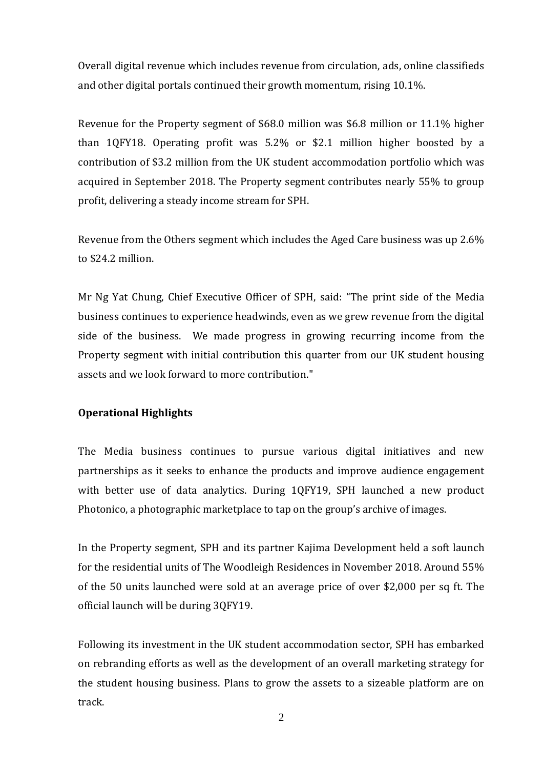Overall digital revenue which includes revenue from circulation, ads, online classifieds and other digital portals continued their growth momentum, rising 10.1%.

Revenue for the Property segment of $68.0 million was $6.8 million or 11.1% higher than 1QFY18. Operating profit was 5.2% or $2.1 million higher boosted by a contribution of $3.2 million from the UK student accommodation portfolio which was acquired in September 2018. The Property segment contributes nearly 55% to group profit, delivering a steady income stream for SPH.

Revenue from the Others segment which includes the Aged Care business was up 2.6% to $24.2 million.

Mr Ng Yat Chung, Chief Executive Officer of SPH, said: "The print side of the Media business continues to experience headwinds, even as we grew revenue from the digital side of the business. We made progress in growing recurring income from the Property segment with initial contribution this quarter from our UK student housing assets and we look forward to more contribution."

**Operational Highlights**

The Media business continues to pursue various digital initiatives and new partnerships as it seeks to enhance the products and improve audience engagement with better use of data analytics. During 1QFY19, SPH launched a new product Photonico, a photographic marketplace to tap on the group's archive of images.

In the Property segment, SPH and its partner Kajima Development held a soft launch for the residential units of The Woodleigh Residences in November 2018. Around 55% of the 50 units launched were sold at an average price of over $2,000 per sq ft. The official launch will be during 3QFY19.

Following its investment in the UK student accommodation sector, SPH has embarked on rebranding efforts as well as the development of an overall marketing strategy for the student housing business. Plans to grow the assets to a sizeable platform are on track.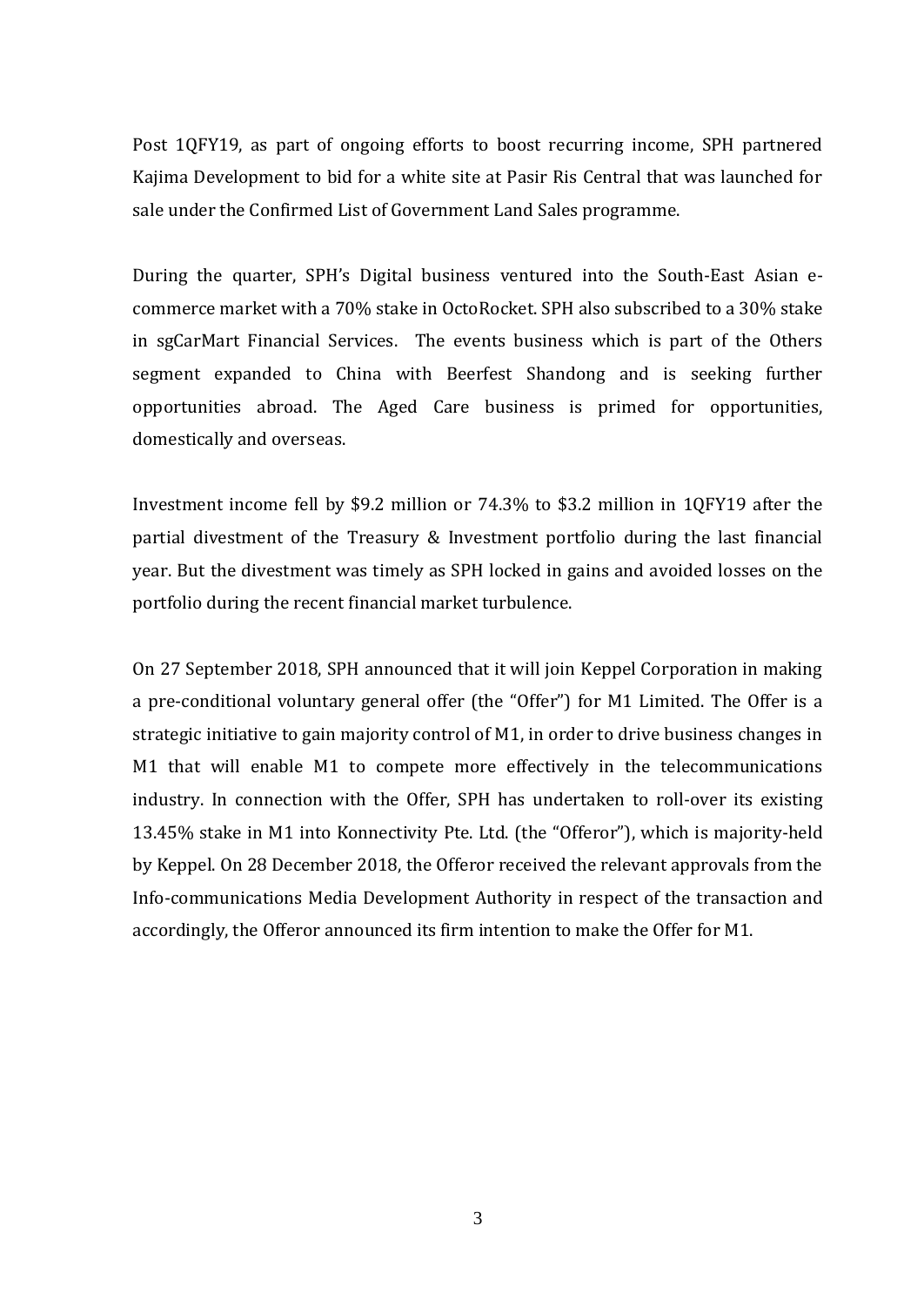Post 1QFY19, as part of ongoing efforts to boost recurring income, SPH partnered Kajima Development to bid for a white site at Pasir Ris Central that was launched for sale under the Confirmed List of Government Land Sales programme.

During the quarter, SPH's Digital business ventured into the South-East Asian e-commerce market with a 70% stake in OctoRocket. SPH also subscribed to a 30% stake in sgCarMart Financial Services. The events business which is part of the Others segment expanded to China with Beerfest Shandong and is seeking further opportunities abroad. The Aged Care business is primed for opportunities, domestically and overseas.

Investment income fell by $9.2 million or 74.3% to $3.2 million in 1QFY19 after the partial divestment of the Treasury & Investment portfolio during the last financial year. But the divestment was timely as SPH locked in gains and avoided losses on the portfolio during the recent financial market turbulence.

On 27 September 2018, SPH announced that it will join Keppel Corporation in making a pre-conditional voluntary general offer (the "Offer") for M1 Limited. The Offer is a strategic initiative to gain majority control of M1, in order to drive business changes in M1 that will enable M1 to compete more effectively in the telecommunications industry. In connection with the Offer, SPH has undertaken to roll-over its existing 13.45% stake in M1 into Konnectivity Pte. Ltd. (the "Offeror"), which is majority-held by Keppel. On 28 December 2018, the Offeror received the relevant approvals from the Info-communications Media Development Authority in respect of the transaction and accordingly, the Offeror announced its firm intention to make the Offer for M1.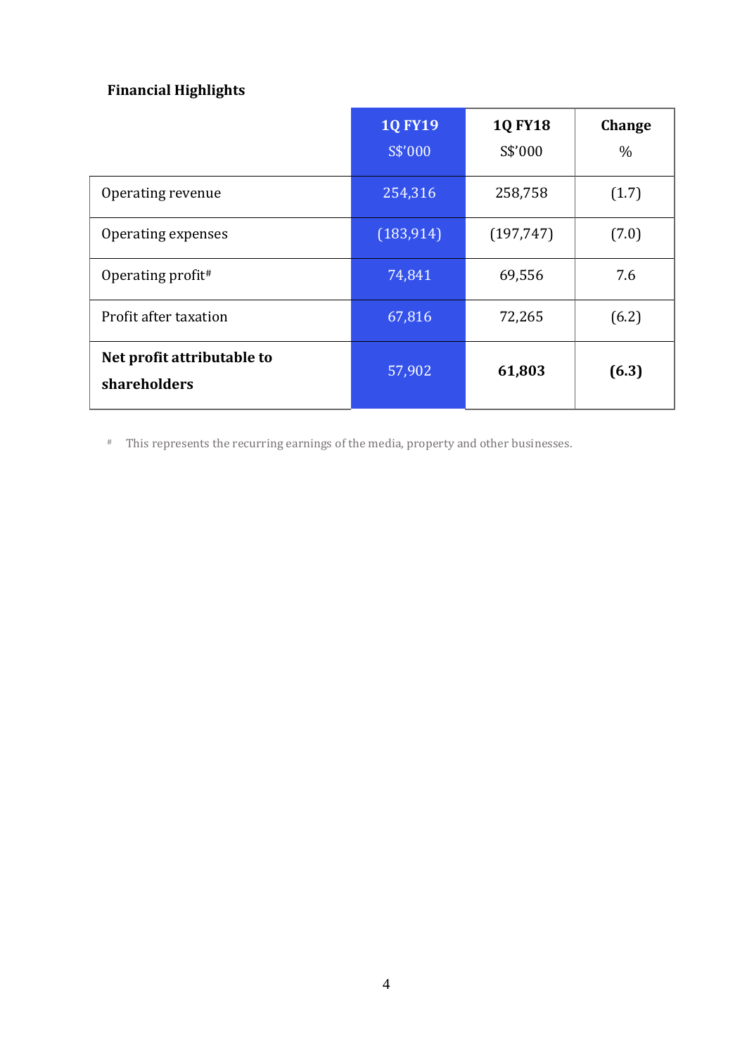## Financial Highlights

| | 1Q FY19<br>S$'000 | 1Q FY18<br>S$'000 | Change<br>% |
|---|---|---|---|
| Operating revenue | 254,316 | 258,758 | (1.7) |
| Operating expenses | (183,914) | (197,747) | (7.0) |
| Operating profit# | 74,841 | 69,556 | 7.6 |
| Profit after taxation | 67,816 | 72,265 | (6.2) |
| **Net profit attributable to shareholders** | 57,902 | **61,803** | **(6.3)** |

# This represents the recurring earnings of the media, property and other businesses.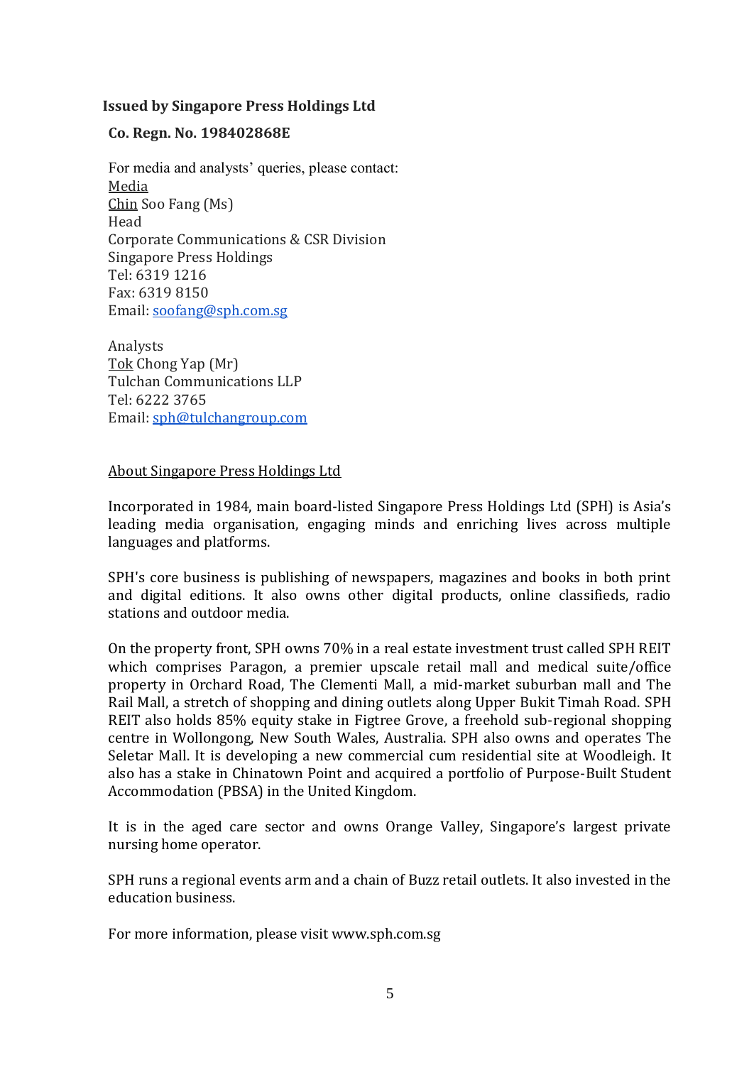**Issued by Singapore Press Holdings Ltd**

**Co. Regn. No. 198402868E**

For media and analysts' queries, please contact:
Media
Chin Soo Fang (Ms)
Head
Corporate Communications & CSR Division
Singapore Press Holdings
Tel: 6319 1216
Fax: 6319 8150
Email: soofang@sph.com.sg

Analysts
Tok Chong Yap (Mr)
Tulchan Communications LLP
Tel: 6222 3765
Email: sph@tulchangroup.com

About Singapore Press Holdings Ltd

Incorporated in 1984, main board-listed Singapore Press Holdings Ltd (SPH) is Asia's leading media organisation, engaging minds and enriching lives across multiple languages and platforms.

SPH's core business is publishing of newspapers, magazines and books in both print and digital editions. It also owns other digital products, online classifieds, radio stations and outdoor media.

On the property front, SPH owns 70% in a real estate investment trust called SPH REIT which comprises Paragon, a premier upscale retail mall and medical suite/office property in Orchard Road, The Clementi Mall, a mid-market suburban mall and The Rail Mall, a stretch of shopping and dining outlets along Upper Bukit Timah Road. SPH REIT also holds 85% equity stake in Figtree Grove, a freehold sub-regional shopping centre in Wollongong, New South Wales, Australia. SPH also owns and operates The Seletar Mall. It is developing a new commercial cum residential site at Woodleigh. It also has a stake in Chinatown Point and acquired a portfolio of Purpose-Built Student Accommodation (PBSA) in the United Kingdom.

It is in the aged care sector and owns Orange Valley, Singapore's largest private nursing home operator.

SPH runs a regional events arm and a chain of Buzz retail outlets. It also invested in the education business.

For more information, please visit www.sph.com.sg